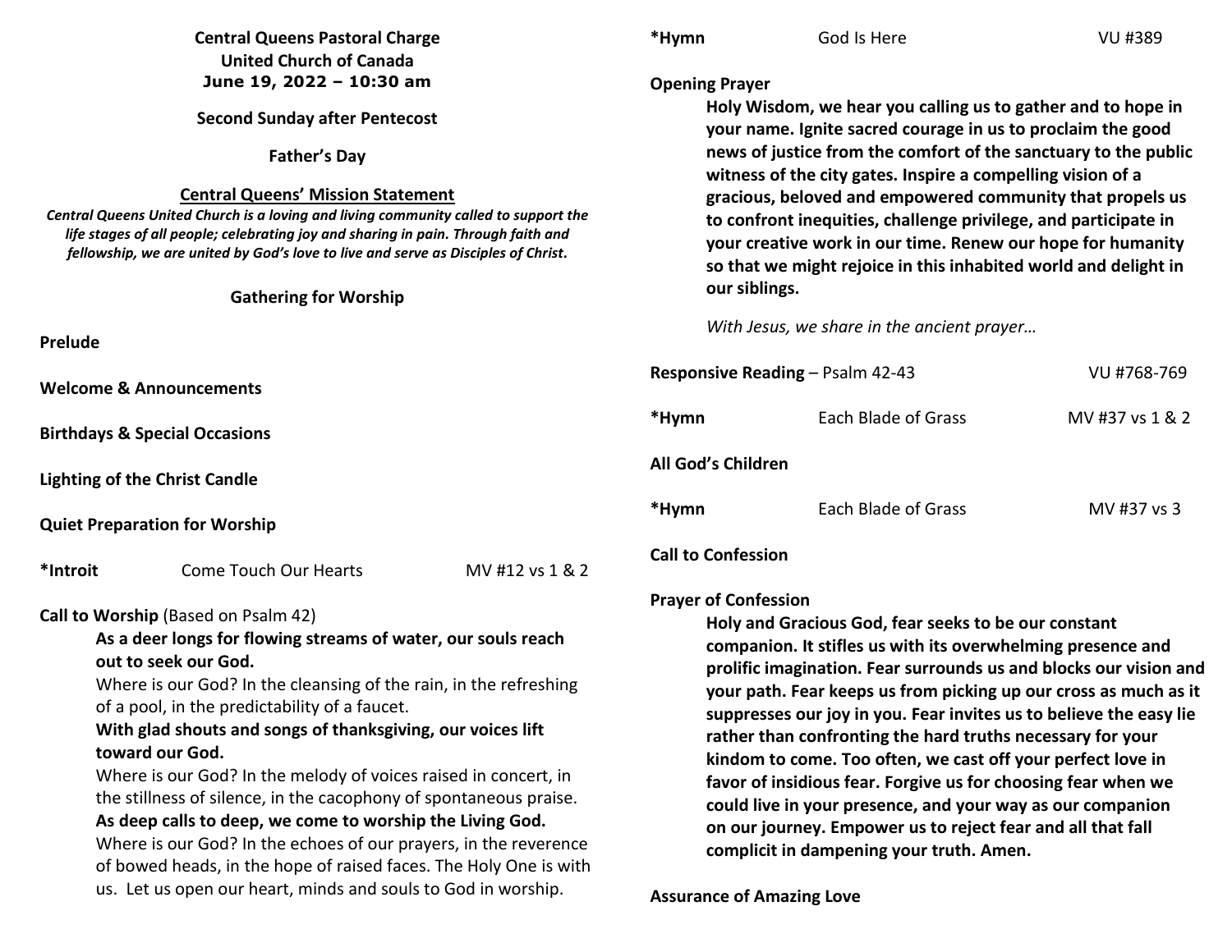**Central Queens Pastoral Charge**
**United Church of Canada**
**June 19, 2022 – 10:30 am**

**Second Sunday after Pentecost**

**Father's Day**

**Central Queens' Mission Statement**

***Central Queens United Church is a loving and living community called to support the life stages of all people; celebrating joy and sharing in pain. Through faith and fellowship, we are united by God's love to live and serve as Disciples of Christ.***

## Gathering for Worship

**Prelude**

**Welcome & Announcements**

**Birthdays & Special Occasions**

**Lighting of the Christ Candle**

**Quiet Preparation for Worship**

**\*Introit** Come Touch Our Hearts MV #12 vs 1 & 2

**Call to Worship** (Based on Psalm 42)

**As a deer longs for flowing streams of water, our souls reach out to seek our God.**

Where is our God? In the cleansing of the rain, in the refreshing of a pool, in the predictability of a faucet.

**With glad shouts and songs of thanksgiving, our voices lift toward our God.**

Where is our God? In the melody of voices raised in concert, in the stillness of silence, in the cacophony of spontaneous praise.

**As deep calls to deep, we come to worship the Living God.**

Where is our God? In the echoes of our prayers, in the reverence of bowed heads, in the hope of raised faces. The Holy One is with us. Let us open our heart, minds and souls to God in worship.

**\*Hymn** God Is Here VU #389

**Opening Prayer**

**Holy Wisdom, we hear you calling us to gather and to hope in your name. Ignite sacred courage in us to proclaim the good news of justice from the comfort of the sanctuary to the public witness of the city gates. Inspire a compelling vision of a gracious, beloved and empowered community that propels us to confront inequities, challenge privilege, and participate in your creative work in our time. Renew our hope for humanity so that we might rejoice in this inhabited world and delight in our siblings.**

*With Jesus, we share in the ancient prayer…*

**Responsive Reading** – Psalm 42-43 VU #768-769

**\*Hymn** Each Blade of Grass MV #37 vs 1 & 2

**All God's Children**

**\*Hymn** Each Blade of Grass MV #37 vs 3

**Call to Confession**

**Prayer of Confession**

**Holy and Gracious God, fear seeks to be our constant companion. It stifles us with its overwhelming presence and prolific imagination. Fear surrounds us and blocks our vision and your path. Fear keeps us from picking up our cross as much as it suppresses our joy in you. Fear invites us to believe the easy lie rather than confronting the hard truths necessary for your kindom to come. Too often, we cast off your perfect love in favor of insidious fear. Forgive us for choosing fear when we could live in your presence, and your way as our companion on our journey. Empower us to reject fear and all that fall complicit in dampening your truth. Amen.**

**Assurance of Amazing Love**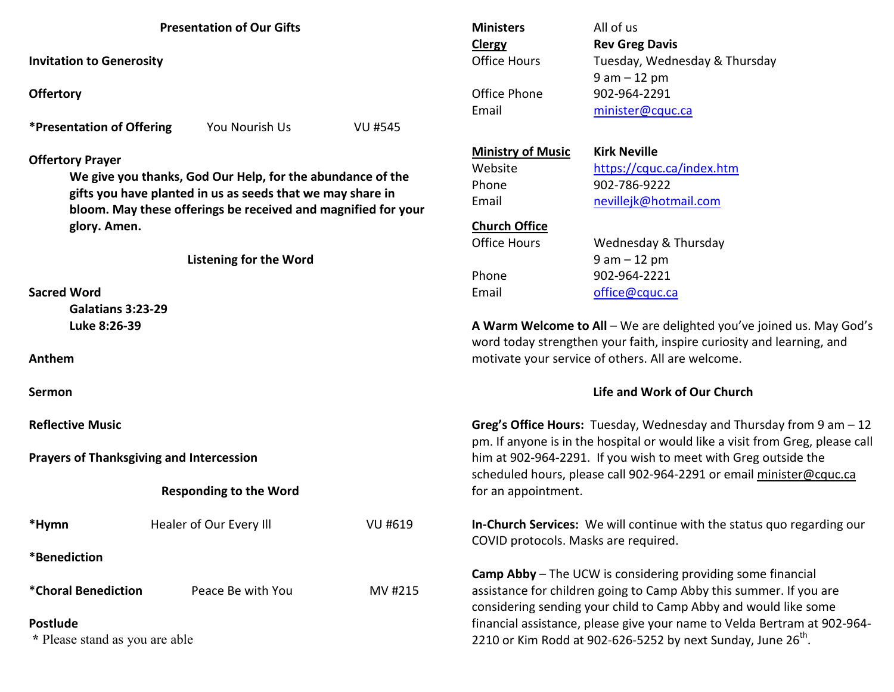## Presentation of Our Gifts

**Invitation to Generosity**

**Offertory**

**\*Presentation of Offering** You Nourish Us VU #545

**Offertory Prayer**

**We give you thanks, God Our Help, for the abundance of the gifts you have planted in us as seeds that we may share in bloom. May these offerings be received and magnified for your glory. Amen.**

## Listening for the Word

**Sacred Word**

**Galatians 3:23-29**
**Luke 8:26-39**

**Anthem**

**Sermon**

**Reflective Music**

**Prayers of Thanksgiving and Intercession**

## Responding to the Word

**\*Hymn** Healer of Our Every Ill VU #619

**\*Benediction**

\***Choral Benediction** Peace Be with You MV #215

**Postlude**

\* Please stand as you are able

| | |
|---|---|
| **Ministers** | All of us |
| **Clergy** | **Rev Greg Davis** |
| Office Hours | Tuesday, Wednesday & Thursday 9 am – 12 pm |
| Office Phone | 902-964-2291 |
| Email | minister@cquc.ca |
| **Ministry of Music** | **Kirk Neville** |
| Website | https://cquc.ca/index.htm |
| Phone | 902-786-9222 |
| Email | nevillejk@hotmail.com |
| **Church Office** | |
| Office Hours | Wednesday & Thursday 9 am – 12 pm |
| Phone | 902-964-2221 |
| Email | office@cquc.ca |

**A Warm Welcome to All** – We are delighted you've joined us. May God's word today strengthen your faith, inspire curiosity and learning, and motivate your service of others. All are welcome.

## Life and Work of Our Church

**Greg's Office Hours:** Tuesday, Wednesday and Thursday from 9 am – 12 pm. If anyone is in the hospital or would like a visit from Greg, please call him at 902-964-2291. If you wish to meet with Greg outside the scheduled hours, please call 902-964-2291 or email minister@cquc.ca for an appointment.

**In-Church Services:** We will continue with the status quo regarding our COVID protocols. Masks are required.

**Camp Abby** – The UCW is considering providing some financial assistance for children going to Camp Abby this summer. If you are considering sending your child to Camp Abby and would like some financial assistance, please give your name to Velda Bertram at 902-964-2210 or Kim Rodd at 902-626-5252 by next Sunday, June 26th.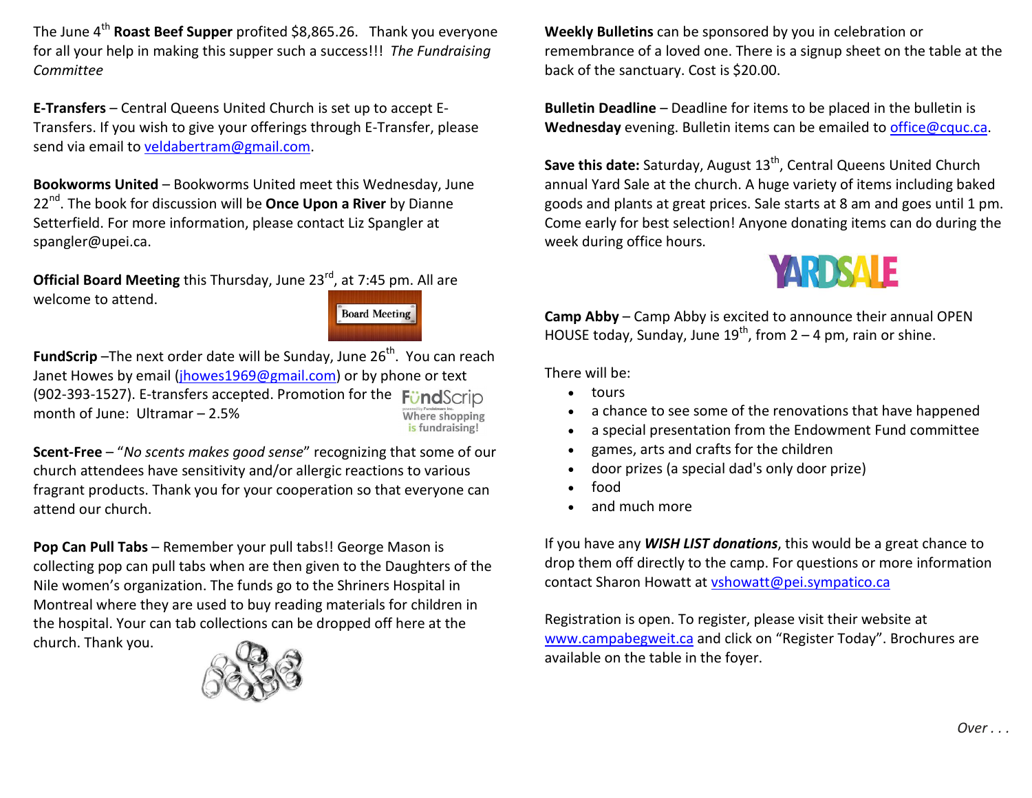The June 4th **Roast Beef Supper** profited $8,865.26. Thank you everyone for all your help in making this supper such a success!!! *The Fundraising Committee*

**E-Transfers** – Central Queens United Church is set up to accept E-Transfers. If you wish to give your offerings through E-Transfer, please send via email to veldabertram@gmail.com.

**Bookworms United** – Bookworms United meet this Wednesday, June 22nd. The book for discussion will be **Once Upon a River** by Dianne Setterfield. For more information, please contact Liz Spangler at spangler@upei.ca.

**Official Board Meeting** this Thursday, June 23rd, at 7:45 pm. All are welcome to attend.

**FundScrip** –The next order date will be Sunday, June 26th. You can reach Janet Howes by email (jhowes1969@gmail.com) or by phone or text (902-393-1527). E-transfers accepted. Promotion for the month of June: Ultramar – 2.5%

**Scent-Free** – "*No scents makes good sense*" recognizing that some of our church attendees have sensitivity and/or allergic reactions to various fragrant products. Thank you for your cooperation so that everyone can attend our church.

**Pop Can Pull Tabs** – Remember your pull tabs!! George Mason is collecting pop can pull tabs when are then given to the Daughters of the Nile women's organization. The funds go to the Shriners Hospital in Montreal where they are used to buy reading materials for children in the hospital. Your can tab collections can be dropped off here at the church. Thank you.

**Weekly Bulletins** can be sponsored by you in celebration or remembrance of a loved one. There is a signup sheet on the table at the back of the sanctuary. Cost is $20.00.

**Bulletin Deadline** – Deadline for items to be placed in the bulletin is **Wednesday** evening. Bulletin items can be emailed to office@cquc.ca.

**Save this date:** Saturday, August 13th, Central Queens United Church annual Yard Sale at the church. A huge variety of items including baked goods and plants at great prices. Sale starts at 8 am and goes until 1 pm. Come early for best selection! Anyone donating items can do during the week during office hours.

**Camp Abby** – Camp Abby is excited to announce their annual OPEN HOUSE today, Sunday, June 19th, from 2 – 4 pm, rain or shine.

There will be:

- tours
- a chance to see some of the renovations that have happened
- a special presentation from the Endowment Fund committee
- games, arts and crafts for the children
- door prizes (a special dad's only door prize)
- food
- and much more

If you have any ***WISH LIST donations***, this would be a great chance to drop them off directly to the camp. For questions or more information contact Sharon Howatt at vshowatt@pei.sympatico.ca

Registration is open. To register, please visit their website at www.campabegweit.ca and click on "Register Today". Brochures are available on the table in the foyer.

*Over . . .*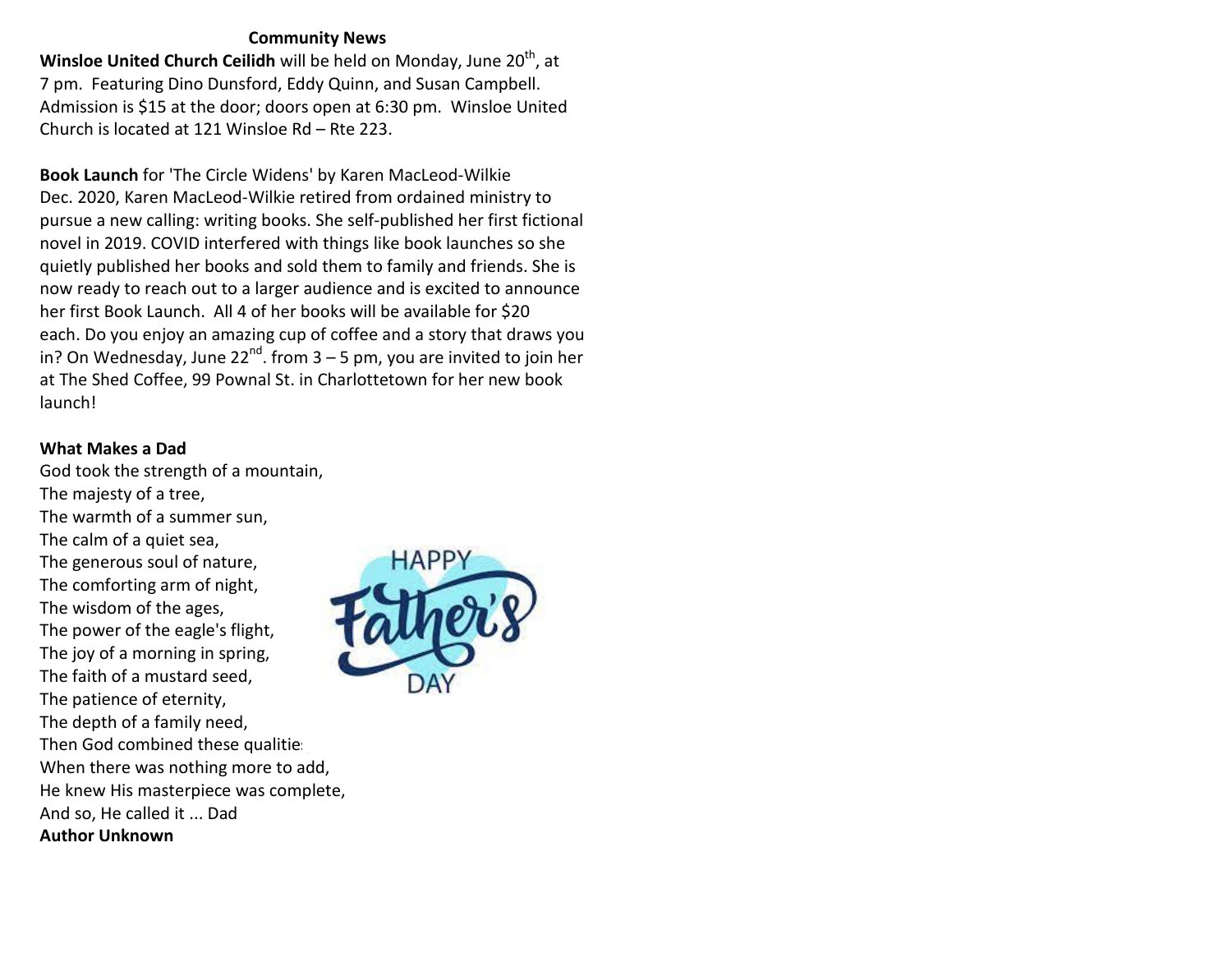## Community News

**Winsloe United Church Ceilidh** will be held on Monday, June 20th, at 7 pm. Featuring Dino Dunsford, Eddy Quinn, and Susan Campbell. Admission is $15 at the door; doors open at 6:30 pm. Winsloe United Church is located at 121 Winsloe Rd – Rte 223.

**Book Launch** for 'The Circle Widens' by Karen MacLeod-Wilkie
Dec. 2020, Karen MacLeod-Wilkie retired from ordained ministry to pursue a new calling: writing books. She self-published her first fictional novel in 2019. COVID interfered with things like book launches so she quietly published her books and sold them to family and friends. She is now ready to reach out to a larger audience and is excited to announce her first Book Launch. All 4 of her books will be available for $20 each. Do you enjoy an amazing cup of coffee and a story that draws you in? On Wednesday, June 22nd. from 3 – 5 pm, you are invited to join her at The Shed Coffee, 99 Pownal St. in Charlottetown for her new book launch!

**What Makes a Dad**

God took the strength of a mountain,
The majesty of a tree,
The warmth of a summer sun,
The calm of a quiet sea,
The generous soul of nature,
The comforting arm of night,
The wisdom of the ages,
The power of the eagle's flight,
The joy of a morning in spring,
The faith of a mustard seed,
The patience of eternity,
The depth of a family need,
Then God combined these qualities
When there was nothing more to add,
He knew His masterpiece was complete,
And so, He called it ... Dad

**Author Unknown**

HAPPY Father's DAY